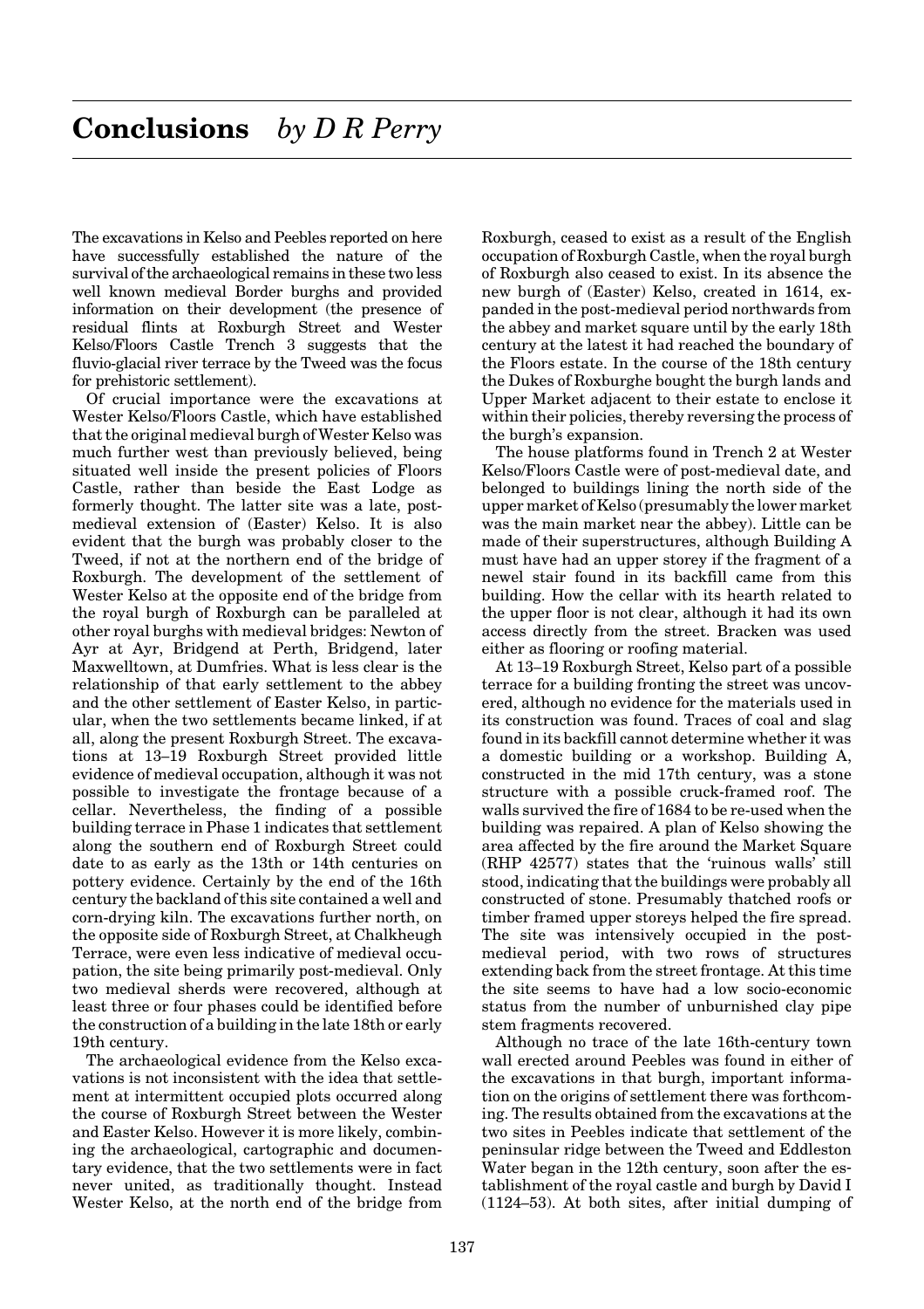# Conclusions *by D R Perry*

The excavations in Kelso and Peebles reported on here have successfully established the nature of the survival of the archaeological remains in these two less well known medieval Border burghs and provided information on their development (the presence of residual flints at Roxburgh Street and Wester Kelso/Floors Castle Trench 3 suggests that the fluvio-glacial river terrace by the Tweed was the focus for prehistoric settlement).

Of crucial importance were the excavations at Wester Kelso/Floors Castle, which have established that the original medieval burgh of Wester Kelso was much further west than previously believed, being situated well inside the present policies of Floors Castle, rather than beside the East Lodge as formerly thought. The latter site was a late, post-medieval extension of (Easter) Kelso. It is also evident that the burgh was probably closer to the Tweed, if not at the northern end of the bridge of Roxburgh. The development of the settlement of Wester Kelso at the opposite end of the bridge from the royal burgh of Roxburgh can be paralleled at other royal burghs with medieval bridges: Newton of Ayr at Ayr, Bridgend at Perth, Bridgend, later Maxwelltown, at Dumfries. What is less clear is the relationship of that early settlement to the abbey and the other settlement of Easter Kelso, in particular, when the two settlements became linked, if at all, along the present Roxburgh Street. The excavations at 13–19 Roxburgh Street provided little evidence of medieval occupation, although it was not possible to investigate the frontage because of a cellar. Nevertheless, the finding of a possible building terrace in Phase 1 indicates that settlement along the southern end of Roxburgh Street could date to as early as the 13th or 14th centuries on pottery evidence. Certainly by the end of the 16th century the backland of this site contained a well and corn-drying kiln. The excavations further north, on the opposite side of Roxburgh Street, at Chalkheugh Terrace, were even less indicative of medieval occupation, the site being primarily post-medieval. Only two medieval sherds were recovered, although at least three or four phases could be identified before the construction of a building in the late 18th or early 19th century.

The archaeological evidence from the Kelso excavations is not inconsistent with the idea that settlement at intermittent occupied plots occurred along the course of Roxburgh Street between the Wester and Easter Kelso. However it is more likely, combining the archaeological, cartographic and documentary evidence, that the two settlements were in fact never united, as traditionally thought. Instead Wester Kelso, at the north end of the bridge from Roxburgh, ceased to exist as a result of the English occupation of Roxburgh Castle, when the royal burgh of Roxburgh also ceased to exist. In its absence the new burgh of (Easter) Kelso, created in 1614, expanded in the post-medieval period northwards from the abbey and market square until by the early 18th century at the latest it had reached the boundary of the Floors estate. In the course of the 18th century the Dukes of Roxburghe bought the burgh lands and Upper Market adjacent to their estate to enclose it within their policies, thereby reversing the process of the burgh's expansion.

The house platforms found in Trench 2 at Wester Kelso/Floors Castle were of post-medieval date, and belonged to buildings lining the north side of the upper market of Kelso (presumably the lower market was the main market near the abbey). Little can be made of their superstructures, although Building A must have had an upper storey if the fragment of a newel stair found in its backfill came from this building. How the cellar with its hearth related to the upper floor is not clear, although it had its own access directly from the street. Bracken was used either as flooring or roofing material.

At 13–19 Roxburgh Street, Kelso part of a possible terrace for a building fronting the street was uncovered, although no evidence for the materials used in its construction was found. Traces of coal and slag found in its backfill cannot determine whether it was a domestic building or a workshop. Building A, constructed in the mid 17th century, was a stone structure with a possible cruck-framed roof. The walls survived the fire of 1684 to be re-used when the building was repaired. A plan of Kelso showing the area affected by the fire around the Market Square (RHP 42577) states that the 'ruinous walls' still stood, indicating that the buildings were probably all constructed of stone. Presumably thatched roofs or timber framed upper storeys helped the fire spread. The site was intensively occupied in the post-medieval period, with two rows of structures extending back from the street frontage. At this time the site seems to have had a low socio-economic status from the number of unburnished clay pipe stem fragments recovered.

Although no trace of the late 16th-century town wall erected around Peebles was found in either of the excavations in that burgh, important information on the origins of settlement there was forthcoming. The results obtained from the excavations at the two sites in Peebles indicate that settlement of the peninsular ridge between the Tweed and Eddleston Water began in the 12th century, soon after the establishment of the royal castle and burgh by David I (1124–53). At both sites, after initial dumping of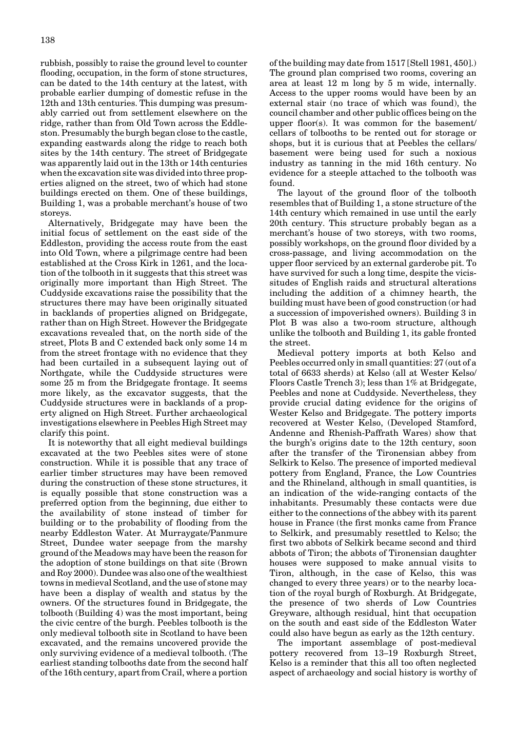rubbish, possibly to raise the ground level to counter flooding, occupation, in the form of stone structures, can be dated to the 14th century at the latest, with probable earlier dumping of domestic refuse in the 12th and 13th centuries. This dumping was presumably carried out from settlement elsewhere on the ridge, rather than from Old Town across the Eddleston. Presumably the burgh began close to the castle, expanding eastwards along the ridge to reach both sites by the 14th century. The street of Bridgegate was apparently laid out in the 13th or 14th centuries when the excavation site was divided into three properties aligned on the street, two of which had stone buildings erected on them. One of these buildings, Building 1, was a probable merchant's house of two storeys.

Alternatively, Bridgegate may have been the initial focus of settlement on the east side of the Eddleston, providing the access route from the east into Old Town, where a pilgrimage centre had been established at the Cross Kirk in 1261, and the location of the tolbooth in it suggests that this street was originally more important than High Street. The Cuddyside excavations raise the possibility that the structures there may have been originally situated in backlands of properties aligned on Bridgegate, rather than on High Street. However the Bridgegate excavations revealed that, on the north side of the street, Plots B and C extended back only some 14 m from the street frontage with no evidence that they had been curtailed in a subsequent laying out of Northgate, while the Cuddyside structures were some 25 m from the Bridgegate frontage. It seems more likely, as the excavator suggests, that the Cuddyside structures were in backlands of a property aligned on High Street. Further archaeological investigations elsewhere in Peebles High Street may clarify this point.

It is noteworthy that all eight medieval buildings excavated at the two Peebles sites were of stone construction. While it is possible that any trace of earlier timber structures may have been removed during the construction of these stone structures, it is equally possible that stone construction was a preferred option from the beginning, due either to the availability of stone instead of timber for building or to the probability of flooding from the nearby Eddleston Water. At Murraygate/Panmure Street, Dundee water seepage from the marshy ground of the Meadows may have been the reason for the adoption of stone buildings on that site (Brown and Roy 2000). Dundee was also one of the wealthiest towns in medieval Scotland, and the use of stone may have been a display of wealth and status by the owners. Of the structures found in Bridgegate, the tolbooth (Building 4) was the most important, being the civic centre of the burgh. Peebles tolbooth is the only medieval tolbooth site in Scotland to have been excavated, and the remains uncovered provide the only surviving evidence of a medieval tolbooth. (The earliest standing tolbooths date from the second half of the 16th century, apart from Crail, where a portion of the building may date from 1517 [Stell 1981, 450].) The ground plan comprised two rooms, covering an area at least 12 m long by 5 m wide, internally. Access to the upper rooms would have been by an external stair (no trace of which was found), the council chamber and other public offices being on the upper floor(s). It was common for the basement/cellars of tolbooths to be rented out for storage or shops, but it is curious that at Peebles the cellars/basement were being used for such a noxious industry as tanning in the mid 16th century. No evidence for a steeple attached to the tolbooth was found.

The layout of the ground floor of the tolbooth resembles that of Building 1, a stone structure of the 14th century which remained in use until the early 20th century. This structure probably began as a merchant's house of two storeys, with two rooms, possibly workshops, on the ground floor divided by a cross-passage, and living accommodation on the upper floor serviced by an external garderobe pit. To have survived for such a long time, despite the vicissitudes of English raids and structural alterations including the addition of a chimney hearth, the building must have been of good construction (or had a succession of impoverished owners). Building 3 in Plot B was also a two-room structure, although unlike the tolbooth and Building 1, its gable fronted the street.

Medieval pottery imports at both Kelso and Peebles occurred only in small quantities: 27 (out of a total of 6633 sherds) at Kelso (all at Wester Kelso/Floors Castle Trench 3); less than 1% at Bridgegate, Peebles and none at Cuddyside. Nevertheless, they provide crucial dating evidence for the origins of Wester Kelso and Bridgegate. The pottery imports recovered at Wester Kelso, (Developed Stamford, Andenne and Rhenish-Paffrath Wares) show that the burgh's origins date to the 12th century, soon after the transfer of the Tironensian abbey from Selkirk to Kelso. The presence of imported medieval pottery from England, France, the Low Countries and the Rhineland, although in small quantities, is an indication of the wide-ranging contacts of the inhabitants. Presumably these contacts were due either to the connections of the abbey with its parent house in France (the first monks came from France to Selkirk, and presumably resettled to Kelso; the first two abbots of Selkirk became second and third abbots of Tiron; the abbots of Tironensian daughter houses were supposed to make annual visits to Tiron, although, in the case of Kelso, this was changed to every three years) or to the nearby location of the royal burgh of Roxburgh. At Bridgegate, the presence of two sherds of Low Countries Greyware, although residual, hint that occupation on the south and east side of the Eddleston Water could also have begun as early as the 12th century.

The important assemblage of post-medieval pottery recovered from 13–19 Roxburgh Street, Kelso is a reminder that this all too often neglected aspect of archaeology and social history is worthy of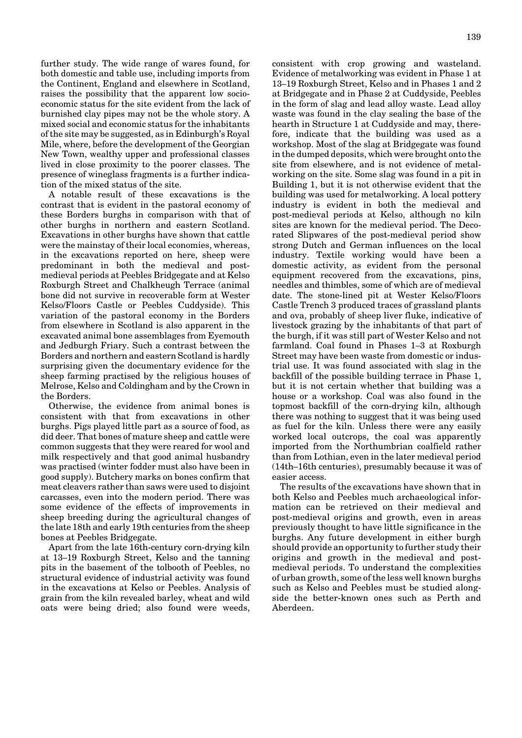further study. The wide range of wares found, for both domestic and table use, including imports from the Continent, England and elsewhere in Scotland, raises the possibility that the apparent low socio-economic status for the site evident from the lack of burnished clay pipes may not be the whole story. A mixed social and economic status for the inhabitants of the site may be suggested, as in Edinburgh's Royal Mile, where, before the development of the Georgian New Town, wealthy upper and professional classes lived in close proximity to the poorer classes. The presence of wineglass fragments is a further indication of the mixed status of the site.

A notable result of these excavations is the contrast that is evident in the pastoral economy of these Borders burghs in comparison with that of other burghs in northern and eastern Scotland. Excavations in other burghs have shown that cattle were the mainstay of their local economies, whereas, in the excavations reported on here, sheep were predominant in both the medieval and post-medieval periods at Peebles Bridgegate and at Kelso Roxburgh Street and Chalkheugh Terrace (animal bone did not survive in recoverable form at Wester Kelso/Floors Castle or Peebles Cuddyside). This variation of the pastoral economy in the Borders from elsewhere in Scotland is also apparent in the excavated animal bone assemblages from Eyemouth and Jedburgh Friary. Such a contrast between the Borders and northern and eastern Scotland is hardly surprising given the documentary evidence for the sheep farming practised by the religious houses of Melrose, Kelso and Coldingham and by the Crown in the Borders.

Otherwise, the evidence from animal bones is consistent with that from excavations in other burghs. Pigs played little part as a source of food, as did deer. That bones of mature sheep and cattle were common suggests that they were reared for wool and milk respectively and that good animal husbandry was practised (winter fodder must also have been in good supply). Butchery marks on bones confirm that meat cleavers rather than saws were used to disjoint carcasses, even into the modern period. There was some evidence of the effects of improvements in sheep breeding during the agricultural changes of the late 18th and early 19th centuries from the sheep bones at Peebles Bridgegate.

Apart from the late 16th-century corn-drying kiln at 13–19 Roxburgh Street, Kelso and the tanning pits in the basement of the tolbooth of Peebles, no structural evidence of industrial activity was found in the excavations at Kelso or Peebles. Analysis of grain from the kiln revealed barley, wheat and wild oats were being dried; also found were weeds, consistent with crop growing and wasteland. Evidence of metalworking was evident in Phase 1 at 13–19 Roxburgh Street, Kelso and in Phases 1 and 2 at Bridgegate and in Phase 2 at Cuddyside, Peebles in the form of slag and lead alloy waste. Lead alloy waste was found in the clay sealing the base of the hearth in Structure 1 at Cuddyside and may, therefore, indicate that the building was used as a workshop. Most of the slag at Bridgegate was found in the dumped deposits, which were brought onto the site from elsewhere, and is not evidence of metalworking on the site. Some slag was found in a pit in Building 1, but it is not otherwise evident that the building was used for metalworking. A local pottery industry is evident in both the medieval and post-medieval periods at Kelso, although no kiln sites are known for the medieval period. The Decorated Slipwares of the post-medieval period show strong Dutch and German influences on the local industry. Textile working would have been a domestic activity, as evident from the personal equipment recovered from the excavations, pins, needles and thimbles, some of which are of medieval date. The stone-lined pit at Wester Kelso/Floors Castle Trench 3 produced traces of grassland plants and ova, probably of sheep liver fluke, indicative of livestock grazing by the inhabitants of that part of the burgh, if it was still part of Wester Kelso and not farmland. Coal found in Phases 1–3 at Roxburgh Street may have been waste from domestic or industrial use. It was found associated with slag in the backfill of the possible building terrace in Phase 1, but it is not certain whether that building was a house or a workshop. Coal was also found in the topmost backfill of the corn-drying kiln, although there was nothing to suggest that it was being used as fuel for the kiln. Unless there were any easily worked local outcrops, the coal was apparently imported from the Northumbrian coalfield rather than from Lothian, even in the later medieval period (14th–16th centuries), presumably because it was of easier access.

The results of the excavations have shown that in both Kelso and Peebles much archaeological information can be retrieved on their medieval and post-medieval origins and growth, even in areas previously thought to have little significance in the burghs. Any future development in either burgh should provide an opportunity to further study their origins and growth in the medieval and post-medieval periods. To understand the complexities of urban growth, some of the less well known burghs such as Kelso and Peebles must be studied alongside the better-known ones such as Perth and Aberdeen.